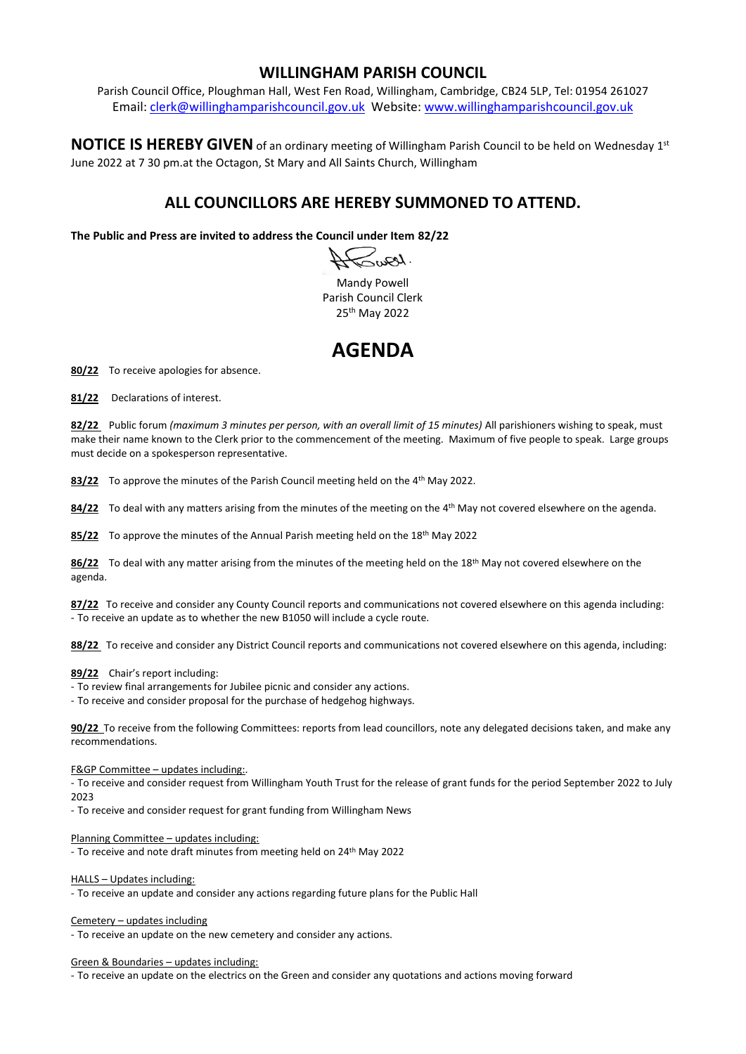# WILLINGHAM PARISH COUNCIL

Parish Council Office, Ploughman Hall, West Fen Road, Willingham, Cambridge, CB24 5LP, Tel: 01954 261027
Email: clerk@willinghamparishcouncil.gov.uk Website: www.willinghamparishcouncil.gov.uk

**NOTICE IS HEREBY GIVEN** of an ordinary meeting of Willingham Parish Council to be held on Wednesday 1st June 2022 at 7 30 pm.at the Octagon, St Mary and All Saints Church, Willingham

## ALL COUNCILLORS ARE HEREBY SUMMONED TO ATTEND.

**The Public and Press are invited to address the Council under Item 82/22**

Mandy Powell
Parish Council Clerk
25th May 2022

# AGENDA

**80/22** To receive apologies for absence.

**81/22** Declarations of interest.

**82/22** Public forum *(maximum 3 minutes per person, with an overall limit of 15 minutes)* All parishioners wishing to speak, must make their name known to the Clerk prior to the commencement of the meeting. Maximum of five people to speak. Large groups must decide on a spokesperson representative.

**83/22** To approve the minutes of the Parish Council meeting held on the 4th May 2022.

**84/22** To deal with any matters arising from the minutes of the meeting on the 4th May not covered elsewhere on the agenda.

**85/22** To approve the minutes of the Annual Parish meeting held on the 18th May 2022

**86/22** To deal with any matter arising from the minutes of the meeting held on the 18th May not covered elsewhere on the agenda.

**87/22** To receive and consider any County Council reports and communications not covered elsewhere on this agenda including:
- To receive an update as to whether the new B1050 will include a cycle route.

**88/22** To receive and consider any District Council reports and communications not covered elsewhere on this agenda, including:

**89/22** Chair's report including:
- To review final arrangements for Jubilee picnic and consider any actions.
- To receive and consider proposal for the purchase of hedgehog highways.

**90/22** To receive from the following Committees: reports from lead councillors, note any delegated decisions taken, and make any recommendations.

F&GP Committee – updates including:.
- To receive and consider request from Willingham Youth Trust for the release of grant funds for the period September 2022 to July 2023
- To receive and consider request for grant funding from Willingham News

Planning Committee – updates including:
- To receive and note draft minutes from meeting held on 24th May 2022

HALLS – Updates including:
- To receive an update and consider any actions regarding future plans for the Public Hall

Cemetery – updates including
- To receive an update on the new cemetery and consider any actions.

Green & Boundaries – updates including:
- To receive an update on the electrics on the Green and consider any quotations and actions moving forward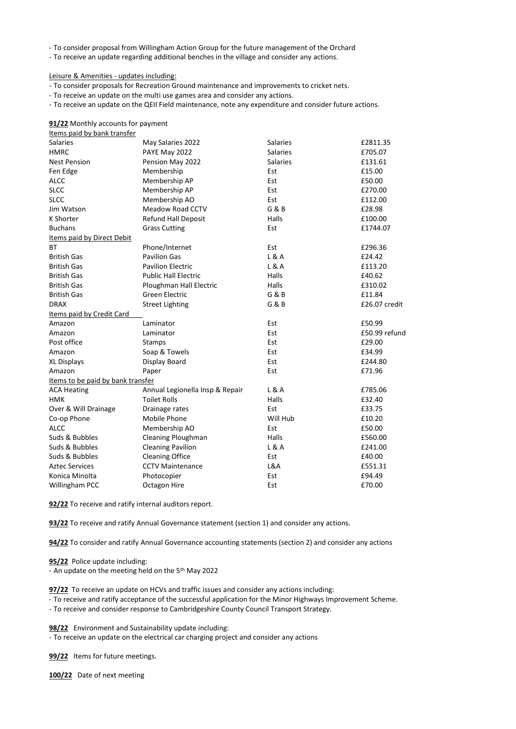- To consider proposal from Willingham Action Group for the future management of the Orchard
- To receive an update regarding additional benches in the village and consider any actions.

Leisure & Amenities - updates including:
- To consider proposals for Recreation Ground maintenance and improvements to cricket nets.
- To receive an update on the multi use games area and consider any actions.
- To receive an update on the QEII Field maintenance, note any expenditure and consider future actions.

**91/22** Monthly accounts for payment

| | | | |
|---|---|---|---|
| Items paid by bank transfer | | | |
| Salaries | May Salaries 2022 | Salaries | £2811.35 |
| HMRC | PAYE May 2022 | Salaries | £705.07 |
| Nest Pension | Pension May 2022 | Salaries | £131.61 |
| Fen Edge | Membership | Est | £15.00 |
| ALCC | Membership AP | Est | £50.00 |
| SLCC | Membership AP | Est | £270.00 |
| SLCC | Membership AO | Est | £112.00 |
| Jim Watson | Meadow Road CCTV | G & B | £28.98 |
| K Shorter | Refund Hall Deposit | Halls | £100.00 |
| Buchans | Grass Cutting | Est | £1744.07 |
| Items paid by Direct Debit | | | |
| BT | Phone/Internet | Est | £296.36 |
| British Gas | Pavilion Gas | L & A | £24.42 |
| British Gas | Pavilion Electric | L & A | £113.20 |
| British Gas | Public Hall Electric | Halls | £40.62 |
| British Gas | Ploughman Hall Electric | Halls | £310.02 |
| British Gas | Green Electric | G & B | £11.84 |
| DRAX | Street Lighting | G & B | £26.07 credit |
| Items paid by Credit Card | | | |
| Amazon | Laminator | Est | £50.99 |
| Amazon | Laminator | Est | £50.99 refund |
| Post office | Stamps | Est | £29.00 |
| Amazon | Soap & Towels | Est | £34.99 |
| XL Displays | Display Board | Est | £244.80 |
| Amazon | Paper | Est | £71.96 |
| Items to be paid by bank transfer | | | |
| ACA Heating | Annual Legionella Insp & Repair | L & A | £785.06 |
| HMK | Toilet Rolls | Halls | £32.40 |
| Over & Will Drainage | Drainage rates | Est | £33.75 |
| Co-op Phone | Mobile Phone | Will Hub | £10.20 |
| ALCC | Membership AO | Est | £50.00 |
| Suds & Bubbles | Cleaning Ploughman | Halls | £560.00 |
| Suds & Bubbles | Cleaning Pavilion | L & A | £241.00 |
| Suds & Bubbles | Cleaning Office | Est | £40.00 |
| Aztec Services | CCTV Maintenance | L&A | £551.31 |
| Konica Minolta | Photocopier | Est | £94.49 |
| Willingham PCC | Octagon Hire | Est | £70.00 |

**92/22** To receive and ratify internal auditors report.

**93/22** To receive and ratify Annual Governance statement (section 1) and consider any actions.

**94/22** To consider and ratify Annual Governance accounting statements (section 2) and consider any actions

**95/22** Police update including:
- An update on the meeting held on the 5th May 2022

**97/22** To receive an update on HCVs and traffic issues and consider any actions including:
- To receive and ratify acceptance of the successful application for the Minor Highways Improvement Scheme.
- To receive and consider response to Cambridgeshire County Council Transport Strategy.

**98/22** Environment and Sustainability update including:
- To receive an update on the electrical car charging project and consider any actions

**99/22** Items for future meetings.

**100/22** Date of next meeting